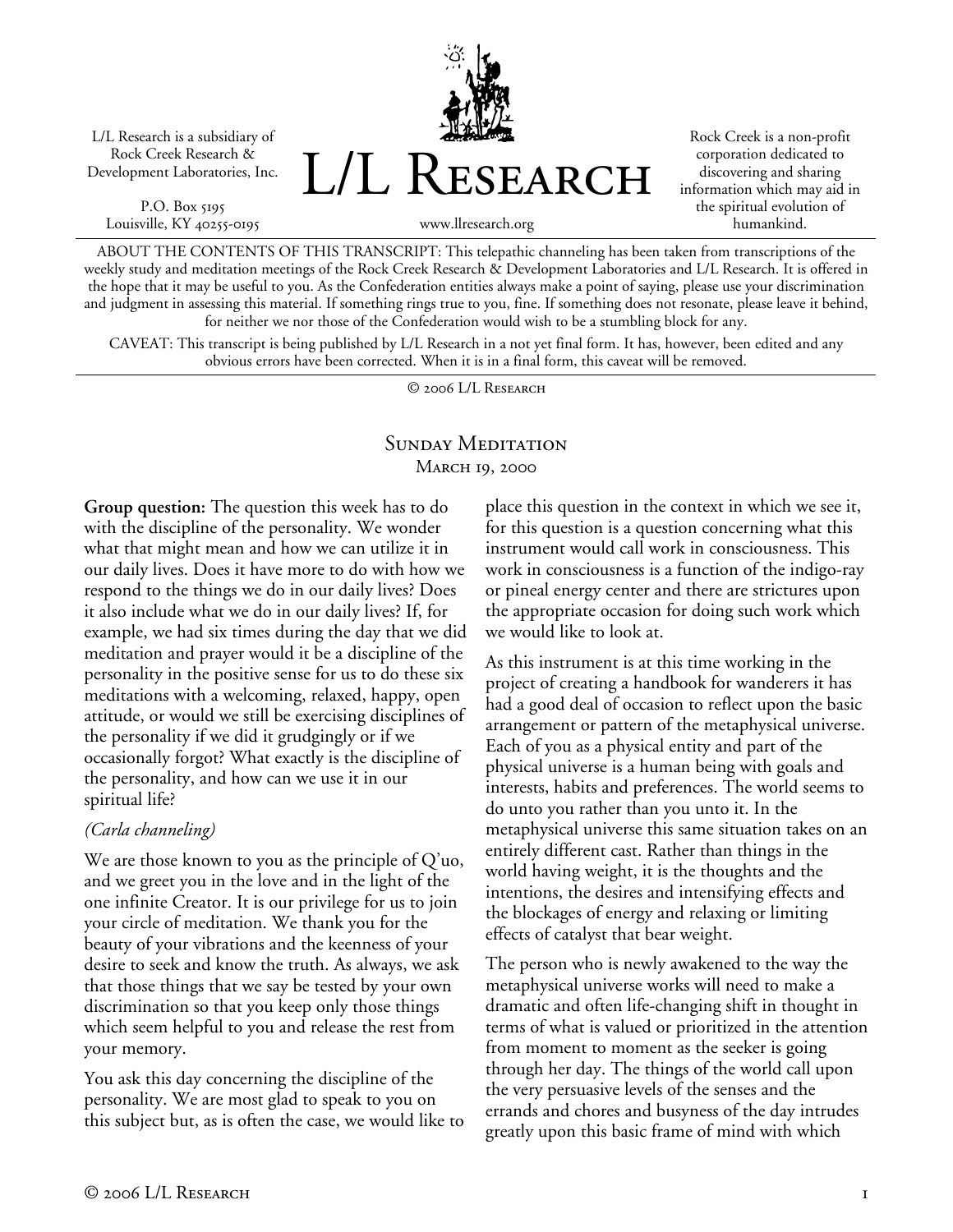L/L Research is a subsidiary of Rock Creek Research & Development Laboratories, Inc.

P.O. Box 5195
Louisville, KY 40255-0195

# L/L Research

www.llresearch.org

Rock Creek is a non-profit corporation dedicated to discovering and sharing information which may aid in the spiritual evolution of humankind.

ABOUT THE CONTENTS OF THIS TRANSCRIPT: This telepathic channeling has been taken from transcriptions of the weekly study and meditation meetings of the Rock Creek Research & Development Laboratories and L/L Research. It is offered in the hope that it may be useful to you. As the Confederation entities always make a point of saying, please use your discrimination and judgment in assessing this material. If something rings true to you, fine. If something does not resonate, please leave it behind, for neither we nor those of the Confederation would wish to be a stumbling block for any.

CAVEAT: This transcript is being published by L/L Research in a not yet final form. It has, however, been edited and any obvious errors have been corrected. When it is in a final form, this caveat will be removed.

© 2006 L/L Research

## Sunday Meditation
### March 19, 2000

**Group question:** The question this week has to do with the discipline of the personality. We wonder what that might mean and how we can utilize it in our daily lives. Does it have more to do with how we respond to the things we do in our daily lives? Does it also include what we do in our daily lives? If, for example, we had six times during the day that we did meditation and prayer would it be a discipline of the personality in the positive sense for us to do these six meditations with a welcoming, relaxed, happy, open attitude, or would we still be exercising disciplines of the personality if we did it grudgingly or if we occasionally forgot? What exactly is the discipline of the personality, and how can we use it in our spiritual life?

*(Carla channeling)*

We are those known to you as the principle of Q'uo, and we greet you in the love and in the light of the one infinite Creator. It is our privilege for us to join your circle of meditation. We thank you for the beauty of your vibrations and the keenness of your desire to seek and know the truth. As always, we ask that those things that we say be tested by your own discrimination so that you keep only those things which seem helpful to you and release the rest from your memory.

You ask this day concerning the discipline of the personality. We are most glad to speak to you on this subject but, as is often the case, we would like to place this question in the context in which we see it, for this question is a question concerning what this instrument would call work in consciousness. This work in consciousness is a function of the indigo-ray or pineal energy center and there are strictures upon the appropriate occasion for doing such work which we would like to look at.

As this instrument is at this time working in the project of creating a handbook for wanderers it has had a good deal of occasion to reflect upon the basic arrangement or pattern of the metaphysical universe. Each of you as a physical entity and part of the physical universe is a human being with goals and interests, habits and preferences. The world seems to do unto you rather than you unto it. In the metaphysical universe this same situation takes on an entirely different cast. Rather than things in the world having weight, it is the thoughts and the intentions, the desires and intensifying effects and the blockages of energy and relaxing or limiting effects of catalyst that bear weight.

The person who is newly awakened to the way the metaphysical universe works will need to make a dramatic and often life-changing shift in thought in terms of what is valued or prioritized in the attention from moment to moment as the seeker is going through her day. The things of the world call upon the very persuasive levels of the senses and the errands and chores and busyness of the day intrudes greatly upon this basic frame of mind with which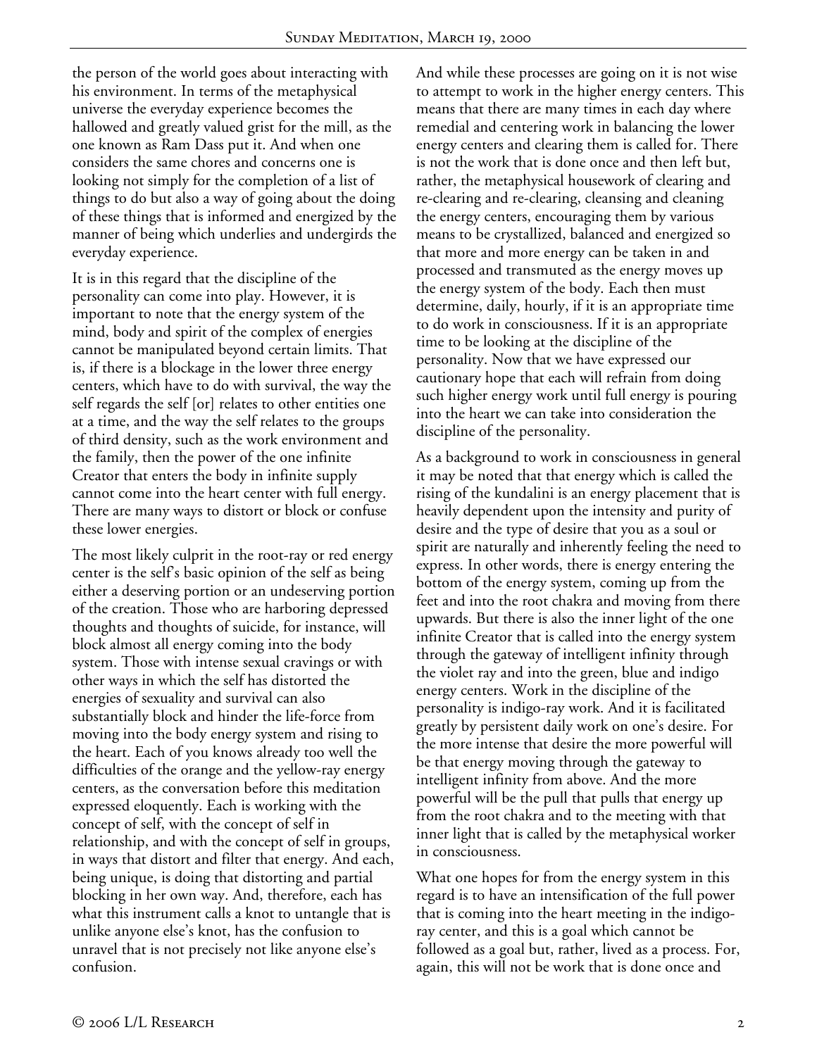the person of the world goes about interacting with his environment. In terms of the metaphysical universe the everyday experience becomes the hallowed and greatly valued grist for the mill, as the one known as Ram Dass put it. And when one considers the same chores and concerns one is looking not simply for the completion of a list of things to do but also a way of going about the doing of these things that is informed and energized by the manner of being which underlies and undergirds the everyday experience.

It is in this regard that the discipline of the personality can come into play. However, it is important to note that the energy system of the mind, body and spirit of the complex of energies cannot be manipulated beyond certain limits. That is, if there is a blockage in the lower three energy centers, which have to do with survival, the way the self regards the self [or] relates to other entities one at a time, and the way the self relates to the groups of third density, such as the work environment and the family, then the power of the one infinite Creator that enters the body in infinite supply cannot come into the heart center with full energy. There are many ways to distort or block or confuse these lower energies.

The most likely culprit in the root-ray or red energy center is the self's basic opinion of the self as being either a deserving portion or an undeserving portion of the creation. Those who are harboring depressed thoughts and thoughts of suicide, for instance, will block almost all energy coming into the body system. Those with intense sexual cravings or with other ways in which the self has distorted the energies of sexuality and survival can also substantially block and hinder the life-force from moving into the body energy system and rising to the heart. Each of you knows already too well the difficulties of the orange and the yellow-ray energy centers, as the conversation before this meditation expressed eloquently. Each is working with the concept of self, with the concept of self in relationship, and with the concept of self in groups, in ways that distort and filter that energy. And each, being unique, is doing that distorting and partial blocking in her own way. And, therefore, each has what this instrument calls a knot to untangle that is unlike anyone else's knot, has the confusion to unravel that is not precisely not like anyone else's confusion.

And while these processes are going on it is not wise to attempt to work in the higher energy centers. This means that there are many times in each day where remedial and centering work in balancing the lower energy centers and clearing them is called for. There is not the work that is done once and then left but, rather, the metaphysical housework of clearing and re-clearing and re-clearing, cleansing and cleaning the energy centers, encouraging them by various means to be crystallized, balanced and energized so that more and more energy can be taken in and processed and transmuted as the energy moves up the energy system of the body. Each then must determine, daily, hourly, if it is an appropriate time to do work in consciousness. If it is an appropriate time to be looking at the discipline of the personality. Now that we have expressed our cautionary hope that each will refrain from doing such higher energy work until full energy is pouring into the heart we can take into consideration the discipline of the personality.

As a background to work in consciousness in general it may be noted that that energy which is called the rising of the kundalini is an energy placement that is heavily dependent upon the intensity and purity of desire and the type of desire that you as a soul or spirit are naturally and inherently feeling the need to express. In other words, there is energy entering the bottom of the energy system, coming up from the feet and into the root chakra and moving from there upwards. But there is also the inner light of the one infinite Creator that is called into the energy system through the gateway of intelligent infinity through the violet ray and into the green, blue and indigo energy centers. Work in the discipline of the personality is indigo-ray work. And it is facilitated greatly by persistent daily work on one's desire. For the more intense that desire the more powerful will be that energy moving through the gateway to intelligent infinity from above. And the more powerful will be the pull that pulls that energy up from the root chakra and to the meeting with that inner light that is called by the metaphysical worker in consciousness.

What one hopes for from the energy system in this regard is to have an intensification of the full power that is coming into the heart meeting in the indigo-ray center, and this is a goal which cannot be followed as a goal but, rather, lived as a process. For, again, this will not be work that is done once and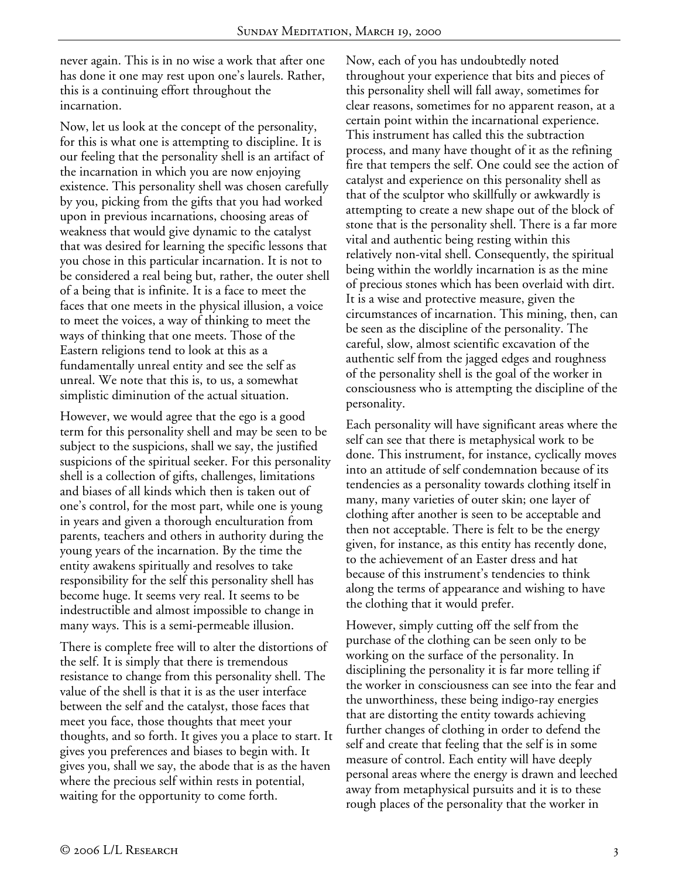never again. This is in no wise a work that after one has done it one may rest upon one's laurels. Rather, this is a continuing effort throughout the incarnation.

Now, let us look at the concept of the personality, for this is what one is attempting to discipline. It is our feeling that the personality shell is an artifact of the incarnation in which you are now enjoying existence. This personality shell was chosen carefully by you, picking from the gifts that you had worked upon in previous incarnations, choosing areas of weakness that would give dynamic to the catalyst that was desired for learning the specific lessons that you chose in this particular incarnation. It is not to be considered a real being but, rather, the outer shell of a being that is infinite. It is a face to meet the faces that one meets in the physical illusion, a voice to meet the voices, a way of thinking to meet the ways of thinking that one meets. Those of the Eastern religions tend to look at this as a fundamentally unreal entity and see the self as unreal. We note that this is, to us, a somewhat simplistic diminution of the actual situation.

However, we would agree that the ego is a good term for this personality shell and may be seen to be subject to the suspicions, shall we say, the justified suspicions of the spiritual seeker. For this personality shell is a collection of gifts, challenges, limitations and biases of all kinds which then is taken out of one's control, for the most part, while one is young in years and given a thorough enculturation from parents, teachers and others in authority during the young years of the incarnation. By the time the entity awakens spiritually and resolves to take responsibility for the self this personality shell has become huge. It seems very real. It seems to be indestructible and almost impossible to change in many ways. This is a semi-permeable illusion.

There is complete free will to alter the distortions of the self. It is simply that there is tremendous resistance to change from this personality shell. The value of the shell is that it is as the user interface between the self and the catalyst, those faces that meet you face, those thoughts that meet your thoughts, and so forth. It gives you a place to start. It gives you preferences and biases to begin with. It gives you, shall we say, the abode that is as the haven where the precious self within rests in potential, waiting for the opportunity to come forth.

Now, each of you has undoubtedly noted throughout your experience that bits and pieces of this personality shell will fall away, sometimes for clear reasons, sometimes for no apparent reason, at a certain point within the incarnational experience. This instrument has called this the subtraction process, and many have thought of it as the refining fire that tempers the self. One could see the action of catalyst and experience on this personality shell as that of the sculptor who skillfully or awkwardly is attempting to create a new shape out of the block of stone that is the personality shell. There is a far more vital and authentic being resting within this relatively non-vital shell. Consequently, the spiritual being within the worldly incarnation is as the mine of precious stones which has been overlaid with dirt. It is a wise and protective measure, given the circumstances of incarnation. This mining, then, can be seen as the discipline of the personality. The careful, slow, almost scientific excavation of the authentic self from the jagged edges and roughness of the personality shell is the goal of the worker in consciousness who is attempting the discipline of the personality.

Each personality will have significant areas where the self can see that there is metaphysical work to be done. This instrument, for instance, cyclically moves into an attitude of self condemnation because of its tendencies as a personality towards clothing itself in many, many varieties of outer skin; one layer of clothing after another is seen to be acceptable and then not acceptable. There is felt to be the energy given, for instance, as this entity has recently done, to the achievement of an Easter dress and hat because of this instrument's tendencies to think along the terms of appearance and wishing to have the clothing that it would prefer.

However, simply cutting off the self from the purchase of the clothing can be seen only to be working on the surface of the personality. In disciplining the personality it is far more telling if the worker in consciousness can see into the fear and the unworthiness, these being indigo-ray energies that are distorting the entity towards achieving further changes of clothing in order to defend the self and create that feeling that the self is in some measure of control. Each entity will have deeply personal areas where the energy is drawn and leeched away from metaphysical pursuits and it is to these rough places of the personality that the worker in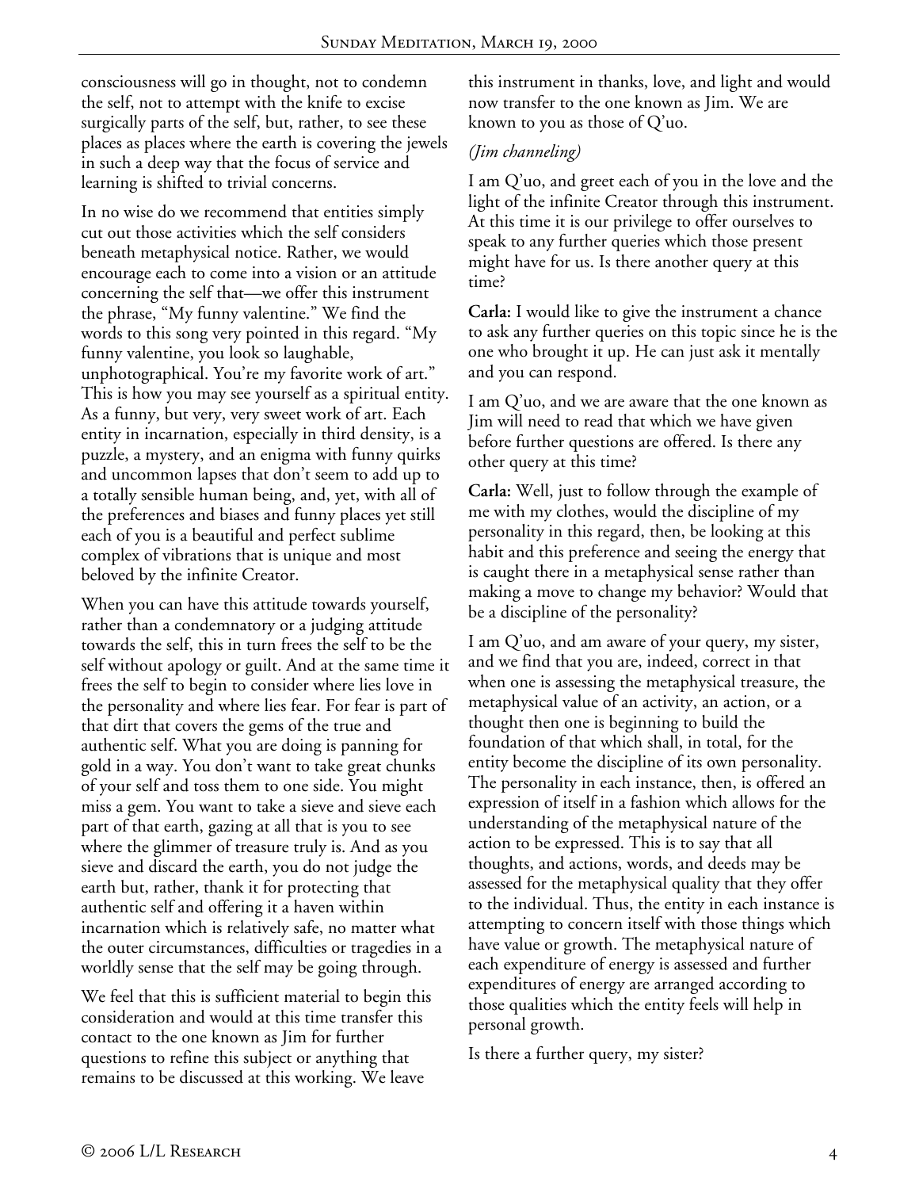consciousness will go in thought, not to condemn the self, not to attempt with the knife to excise surgically parts of the self, but, rather, to see these places as places where the earth is covering the jewels in such a deep way that the focus of service and learning is shifted to trivial concerns.

In no wise do we recommend that entities simply cut out those activities which the self considers beneath metaphysical notice. Rather, we would encourage each to come into a vision or an attitude concerning the self that—we offer this instrument the phrase, "My funny valentine." We find the words to this song very pointed in this regard. "My funny valentine, you look so laughable, unphotographical. You're my favorite work of art." This is how you may see yourself as a spiritual entity. As a funny, but very, very sweet work of art. Each entity in incarnation, especially in third density, is a puzzle, a mystery, and an enigma with funny quirks and uncommon lapses that don't seem to add up to a totally sensible human being, and, yet, with all of the preferences and biases and funny places yet still each of you is a beautiful and perfect sublime complex of vibrations that is unique and most beloved by the infinite Creator.

When you can have this attitude towards yourself, rather than a condemnatory or a judging attitude towards the self, this in turn frees the self to be the self without apology or guilt. And at the same time it frees the self to begin to consider where lies love in the personality and where lies fear. For fear is part of that dirt that covers the gems of the true and authentic self. What you are doing is panning for gold in a way. You don't want to take great chunks of your self and toss them to one side. You might miss a gem. You want to take a sieve and sieve each part of that earth, gazing at all that is you to see where the glimmer of treasure truly is. And as you sieve and discard the earth, you do not judge the earth but, rather, thank it for protecting that authentic self and offering it a haven within incarnation which is relatively safe, no matter what the outer circumstances, difficulties or tragedies in a worldly sense that the self may be going through.

We feel that this is sufficient material to begin this consideration and would at this time transfer this contact to the one known as Jim for further questions to refine this subject or anything that remains to be discussed at this working. We leave this instrument in thanks, love, and light and would now transfer to the one known as Jim. We are known to you as those of Q'uo.

*(Jim channeling)*

I am Q'uo, and greet each of you in the love and the light of the infinite Creator through this instrument. At this time it is our privilege to offer ourselves to speak to any further queries which those present might have for us. Is there another query at this time?

**Carla:** I would like to give the instrument a chance to ask any further queries on this topic since he is the one who brought it up. He can just ask it mentally and you can respond.

I am Q'uo, and we are aware that the one known as Jim will need to read that which we have given before further questions are offered. Is there any other query at this time?

**Carla:** Well, just to follow through the example of me with my clothes, would the discipline of my personality in this regard, then, be looking at this habit and this preference and seeing the energy that is caught there in a metaphysical sense rather than making a move to change my behavior? Would that be a discipline of the personality?

I am Q'uo, and am aware of your query, my sister, and we find that you are, indeed, correct in that when one is assessing the metaphysical treasure, the metaphysical value of an activity, an action, or a thought then one is beginning to build the foundation of that which shall, in total, for the entity become the discipline of its own personality. The personality in each instance, then, is offered an expression of itself in a fashion which allows for the understanding of the metaphysical nature of the action to be expressed. This is to say that all thoughts, and actions, words, and deeds may be assessed for the metaphysical quality that they offer to the individual. Thus, the entity in each instance is attempting to concern itself with those things which have value or growth. The metaphysical nature of each expenditure of energy is assessed and further expenditures of energy are arranged according to those qualities which the entity feels will help in personal growth.

Is there a further query, my sister?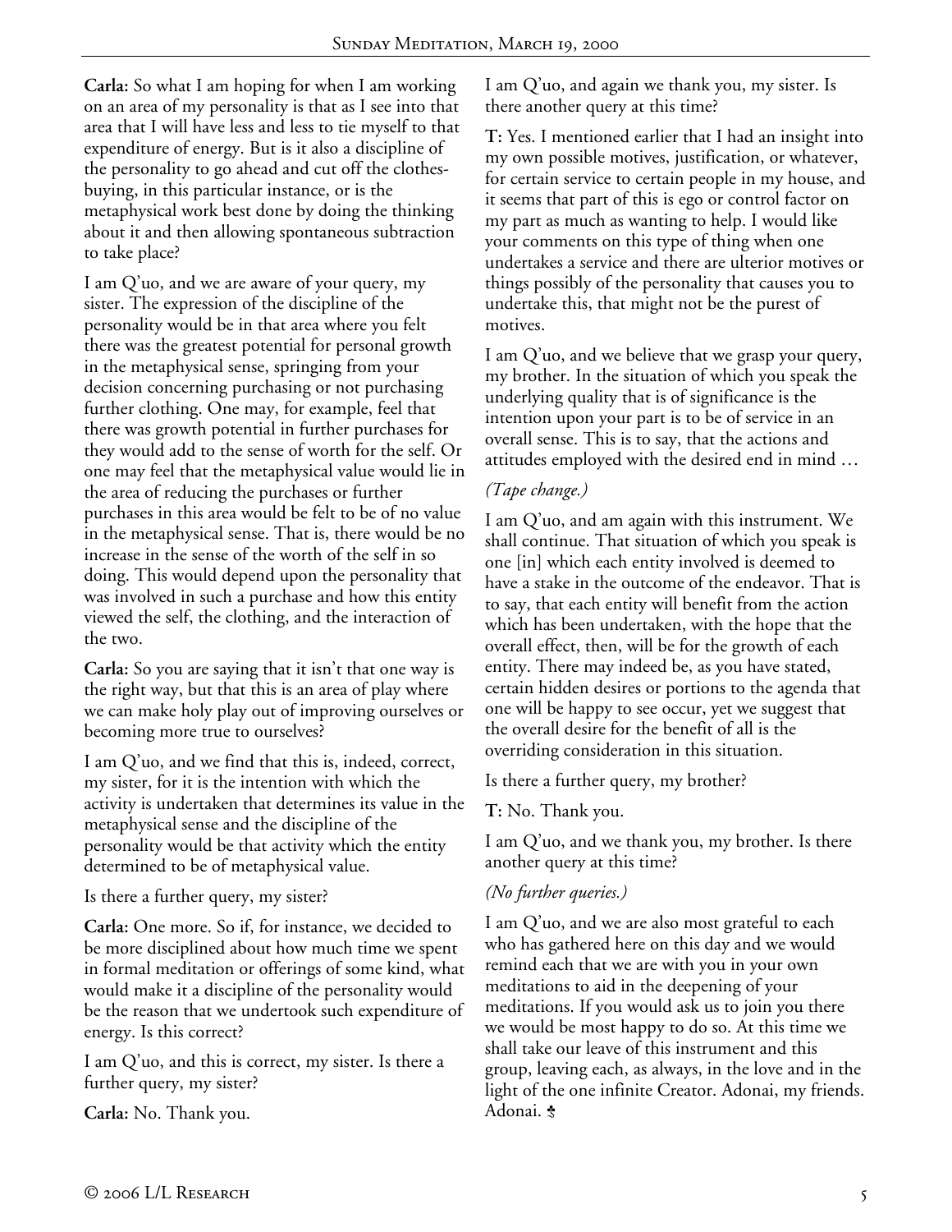**Carla:** So what I am hoping for when I am working on an area of my personality is that as I see into that area that I will have less and less to tie myself to that expenditure of energy. But is it also a discipline of the personality to go ahead and cut off the clothes-buying, in this particular instance, or is the metaphysical work best done by doing the thinking about it and then allowing spontaneous subtraction to take place?

I am Q'uo, and we are aware of your query, my sister. The expression of the discipline of the personality would be in that area where you felt there was the greatest potential for personal growth in the metaphysical sense, springing from your decision concerning purchasing or not purchasing further clothing. One may, for example, feel that there was growth potential in further purchases for they would add to the sense of worth for the self. Or one may feel that the metaphysical value would lie in the area of reducing the purchases or further purchases in this area would be felt to be of no value in the metaphysical sense. That is, there would be no increase in the sense of the worth of the self in so doing. This would depend upon the personality that was involved in such a purchase and how this entity viewed the self, the clothing, and the interaction of the two.

**Carla:** So you are saying that it isn't that one way is the right way, but that this is an area of play where we can make holy play out of improving ourselves or becoming more true to ourselves?

I am Q'uo, and we find that this is, indeed, correct, my sister, for it is the intention with which the activity is undertaken that determines its value in the metaphysical sense and the discipline of the personality would be that activity which the entity determined to be of metaphysical value.

Is there a further query, my sister?

**Carla:** One more. So if, for instance, we decided to be more disciplined about how much time we spent in formal meditation or offerings of some kind, what would make it a discipline of the personality would be the reason that we undertook such expenditure of energy. Is this correct?

I am Q'uo, and this is correct, my sister. Is there a further query, my sister?

**Carla:** No. Thank you.

I am Q'uo, and again we thank you, my sister. Is there another query at this time?

**T:** Yes. I mentioned earlier that I had an insight into my own possible motives, justification, or whatever, for certain service to certain people in my house, and it seems that part of this is ego or control factor on my part as much as wanting to help. I would like your comments on this type of thing when one undertakes a service and there are ulterior motives or things possibly of the personality that causes you to undertake this, that might not be the purest of motives.

I am Q'uo, and we believe that we grasp your query, my brother. In the situation of which you speak the underlying quality that is of significance is the intention upon your part is to be of service in an overall sense. This is to say, that the actions and attitudes employed with the desired end in mind …

*(Tape change.)*

I am Q'uo, and am again with this instrument. We shall continue. That situation of which you speak is one [in] which each entity involved is deemed to have a stake in the outcome of the endeavor. That is to say, that each entity will benefit from the action which has been undertaken, with the hope that the overall effect, then, will be for the growth of each entity. There may indeed be, as you have stated, certain hidden desires or portions to the agenda that one will be happy to see occur, yet we suggest that the overall desire for the benefit of all is the overriding consideration in this situation.

Is there a further query, my brother?

**T:** No. Thank you.

I am Q'uo, and we thank you, my brother. Is there another query at this time?

*(No further queries.)*

I am Q'uo, and we are also most grateful to each who has gathered here on this day and we would remind each that we are with you in your own meditations to aid in the deepening of your meditations. If you would ask us to join you there we would be most happy to do so. At this time we shall take our leave of this instrument and this group, leaving each, as always, in the love and in the light of the one infinite Creator. Adonai, my friends. Adonai.

© 2006 L/L Research